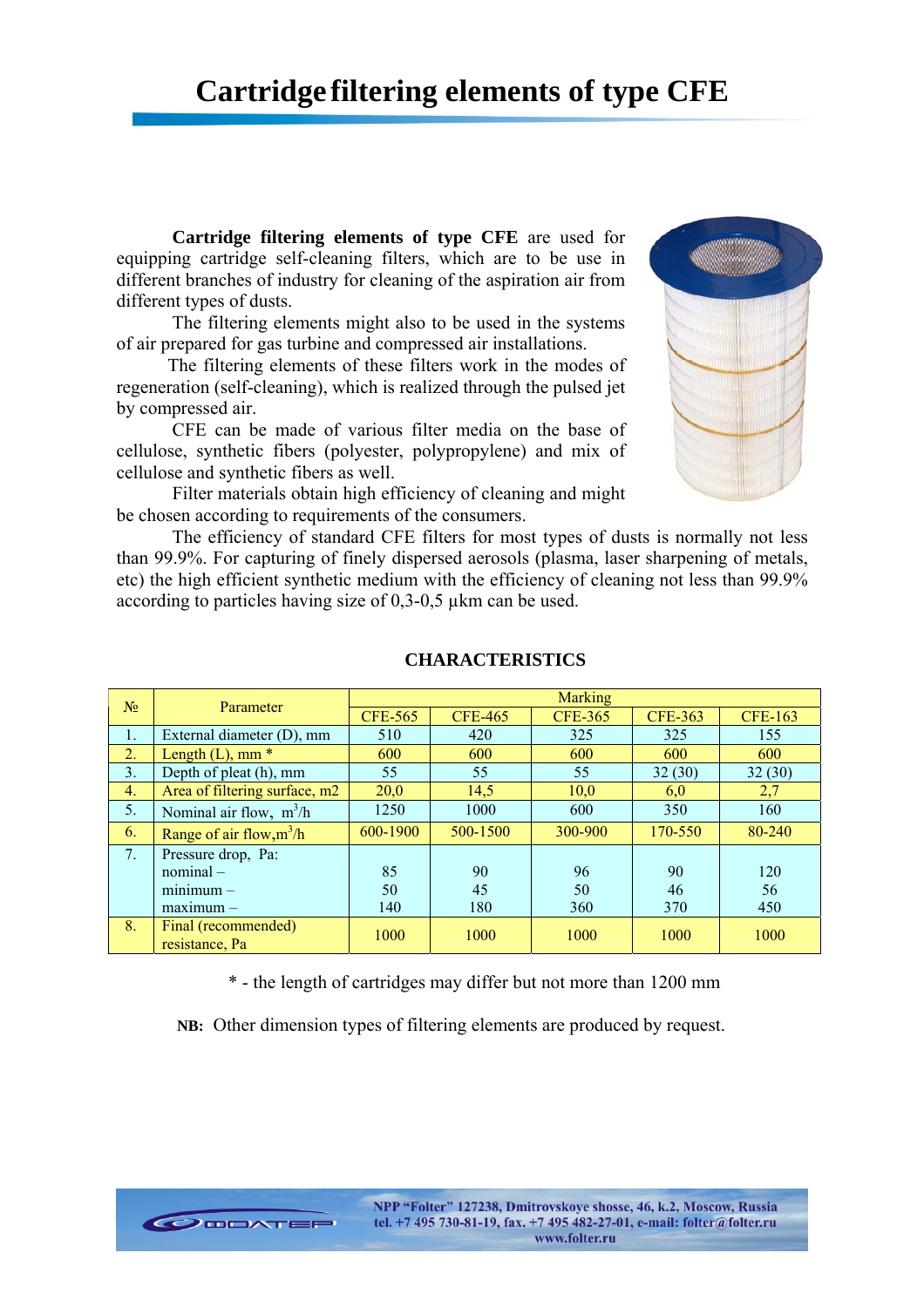# Cartridge filtering elements of type CFE

**Cartridge filtering elements of type CFE** are used for equipping cartridge self-cleaning filters, which are to be use in different branches of industry for cleaning of the aspiration air from different types of dusts.

The filtering elements might also to be used in the systems of air prepared for gas turbine and compressed air installations.

The filtering elements of these filters work in the modes of regeneration (self-cleaning), which is realized through the pulsed jet by compressed air.

CFE can be made of various filter media on the base of cellulose, synthetic fibers (polyester, polypropylene) and mix of cellulose and synthetic fibers as well.

Filter materials obtain high efficiency of cleaning and might be chosen according to requirements of the consumers.

The efficiency of standard CFE filters for most types of dusts is normally not less than 99.9%. For capturing of finely dispersed aerosols (plasma, laser sharpening of metals, etc) the high efficient synthetic medium with the efficiency of cleaning not less than 99.9% according to particles having size of 0,3-0,5 µkm can be used.

## CHARACTERISTICS

| № | Parameter | Marking | | | | |
|---|---|---|---|---|---|---|
| | | CFE-565 | CFE-465 | CFE-365 | CFE-363 | CFE-163 |
| 1. | External diameter (D), mm | 510 | 420 | 325 | 325 | 155 |
| 2. | Length (L), mm * | 600 | 600 | 600 | 600 | 600 |
| 3. | Depth of pleat (h), mm | 55 | 55 | 55 | 32 (30) | 32 (30) |
| 4. | Area of filtering surface, m2 | 20,0 | 14,5 | 10,0 | 6,0 | 2,7 |
| 5. | Nominal air flow, $m^3$/h | 1250 | 1000 | 600 | 350 | 160 |
| 6. | Range of air flow,$m^3$/h | 600-1900 | 500-1500 | 300-900 | 170-550 | 80-240 |
| 7. | Pressure drop, Pa: nominal – minimum – maximum – | 85 50 140 | 90 45 180 | 96 50 360 | 90 46 370 | 120 56 450 |
| 8. | Final (recommended) resistance, Pa | 1000 | 1000 | 1000 | 1000 | 1000 |

* - the length of cartridges may differ but not more than 1200 mm

**NB:** Other dimension types of filtering elements are produced by request.

NPP "Folter" 127238, Dmitrovskoye shosse, 46, k.2, Moscow, Russia
tel. +7 495 730-81-19, fax. +7 495 482-27-01, e-mail: folter@folter.ru
www.folter.ru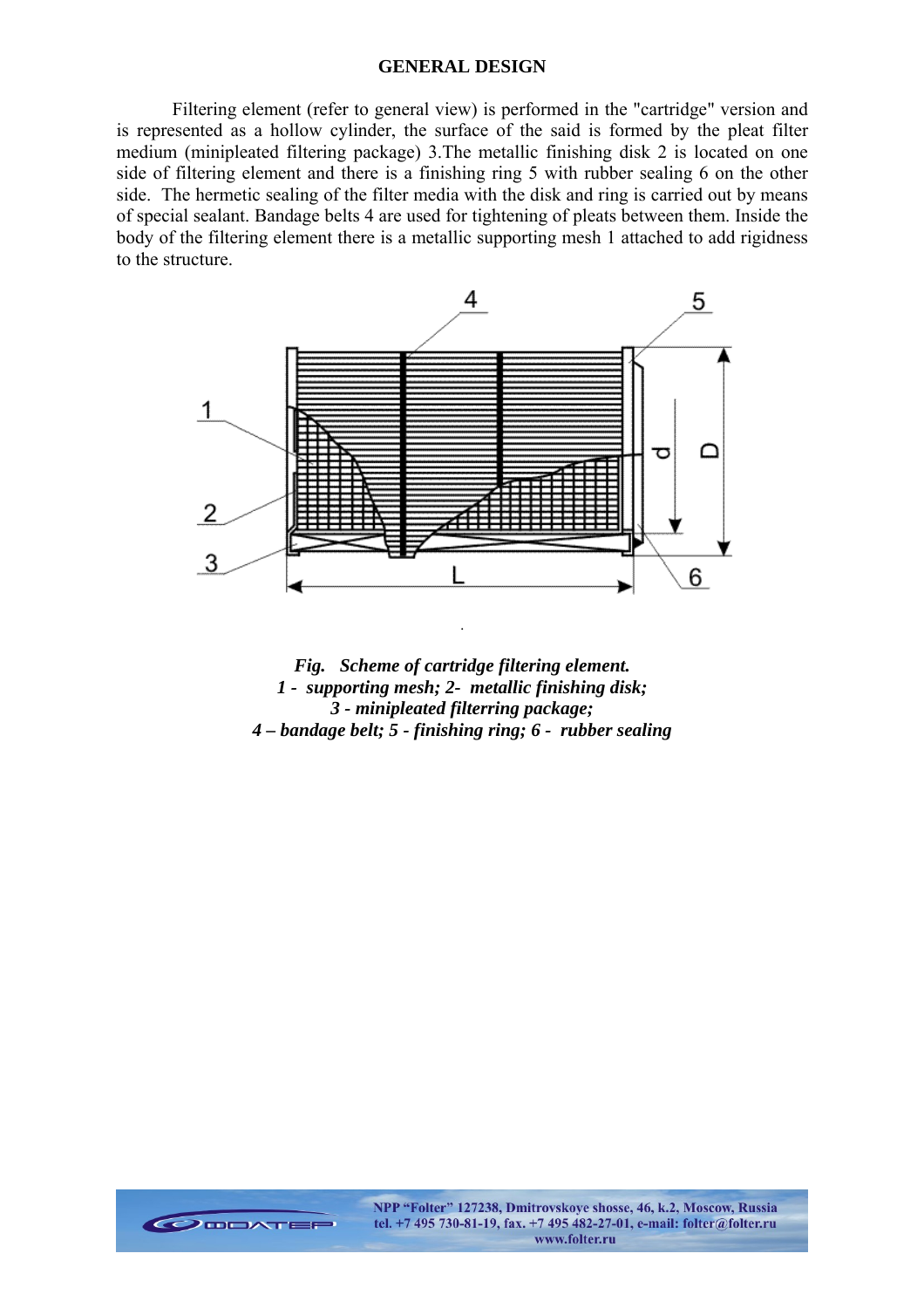## GENERAL DESIGN

Filtering element (refer to general view) is performed in the "cartridge" version and is represented as a hollow cylinder, the surface of the said is formed by the pleat filter medium (minipleated filtering package) 3.The metallic finishing disk 2 is located on one side of filtering element and there is a finishing ring 5 with rubber sealing 6 on the other side. The hermetic sealing of the filter media with the disk and ring is carried out by means of special sealant. Bandage belts 4 are used for tightening of pleats between them. Inside the body of the filtering element there is a metallic supporting mesh 1 attached to add rigidness to the structure.

4
5
1
d
D
2
3
L
6

***Fig. Scheme of cartridge filtering element.***
***1 - supporting mesh; 2- metallic finishing disk;***
***3 - minipleated filterring package;***
***4 – bandage belt; 5 - finishing ring; 6 - rubber sealing***